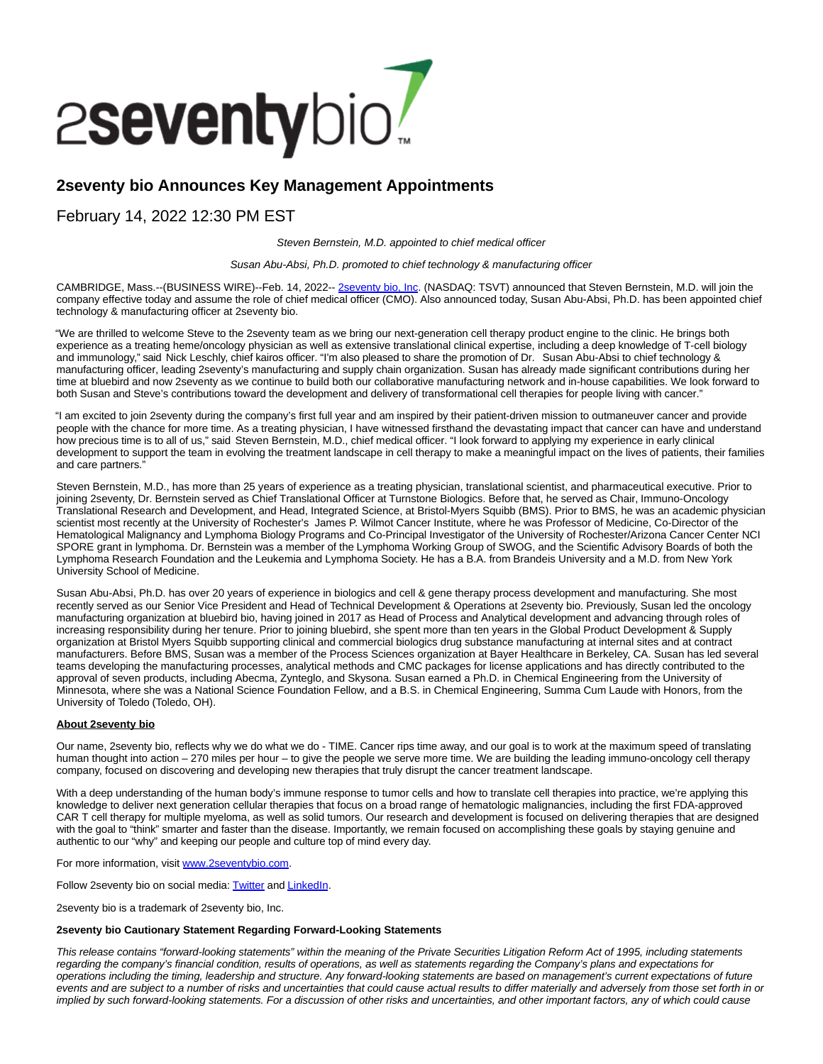# 2seventy bio Announces Key Management Appointments

February 14, 2022 12:30 PM EST

*Steven Bernstein, M.D. appointed to chief medical officer*

*Susan Abu-Absi, Ph.D. promoted to chief technology & manufacturing officer*

CAMBRIDGE, Mass.--(BUSINESS WIRE)--Feb. 14, 2022-- 2seventy bio, Inc. (NASDAQ: TSVT) announced that Steven Bernstein, M.D. will join the company effective today and assume the role of chief medical officer (CMO). Also announced today, Susan Abu-Absi, Ph.D. has been appointed chief technology & manufacturing officer at 2seventy bio.

"We are thrilled to welcome Steve to the 2seventy team as we bring our next-generation cell therapy product engine to the clinic. He brings both experience as a treating heme/oncology physician as well as extensive translational clinical expertise, including a deep knowledge of T-cell biology and immunology," said Nick Leschly, chief kairos officer. "I'm also pleased to share the promotion of Dr. Susan Abu-Absi to chief technology & manufacturing officer, leading 2seventy's manufacturing and supply chain organization. Susan has already made significant contributions during her time at bluebird and now 2seventy as we continue to build both our collaborative manufacturing network and in-house capabilities. We look forward to both Susan and Steve's contributions toward the development and delivery of transformational cell therapies for people living with cancer."

"I am excited to join 2seventy during the company's first full year and am inspired by their patient-driven mission to outmaneuver cancer and provide people with the chance for more time. As a treating physician, I have witnessed firsthand the devastating impact that cancer can have and understand how precious time is to all of us," said Steven Bernstein, M.D., chief medical officer. "I look forward to applying my experience in early clinical development to support the team in evolving the treatment landscape in cell therapy to make a meaningful impact on the lives of patients, their families and care partners."

Steven Bernstein, M.D., has more than 25 years of experience as a treating physician, translational scientist, and pharmaceutical executive. Prior to joining 2seventy, Dr. Bernstein served as Chief Translational Officer at Turnstone Biologics. Before that, he served as Chair, Immuno-Oncology Translational Research and Development, and Head, Integrated Science, at Bristol-Myers Squibb (BMS). Prior to BMS, he was an academic physician scientist most recently at the University of Rochester's James P. Wilmot Cancer Institute, where he was Professor of Medicine, Co-Director of the Hematological Malignancy and Lymphoma Biology Programs and Co-Principal Investigator of the University of Rochester/Arizona Cancer Center NCI SPORE grant in lymphoma. Dr. Bernstein was a member of the Lymphoma Working Group of SWOG, and the Scientific Advisory Boards of both the Lymphoma Research Foundation and the Leukemia and Lymphoma Society. He has a B.A. from Brandeis University and a M.D. from New York University School of Medicine.

Susan Abu-Absi, Ph.D. has over 20 years of experience in biologics and cell & gene therapy process development and manufacturing. She most recently served as our Senior Vice President and Head of Technical Development & Operations at 2seventy bio. Previously, Susan led the oncology manufacturing organization at bluebird bio, having joined in 2017 as Head of Process and Analytical development and advancing through roles of increasing responsibility during her tenure. Prior to joining bluebird, she spent more than ten years in the Global Product Development & Supply organization at Bristol Myers Squibb supporting clinical and commercial biologics drug substance manufacturing at internal sites and at contract manufacturers. Before BMS, Susan was a member of the Process Sciences organization at Bayer Healthcare in Berkeley, CA. Susan has led several teams developing the manufacturing processes, analytical methods and CMC packages for license applications and has directly contributed to the approval of seven products, including Abecma, Zynteglo, and Skysona. Susan earned a Ph.D. in Chemical Engineering from the University of Minnesota, where she was a National Science Foundation Fellow, and a B.S. in Chemical Engineering, Summa Cum Laude with Honors, from the University of Toledo (Toledo, OH).

**About 2seventy bio**

Our name, 2seventy bio, reflects why we do what we do - TIME. Cancer rips time away, and our goal is to work at the maximum speed of translating human thought into action – 270 miles per hour – to give the people we serve more time. We are building the leading immuno-oncology cell therapy company, focused on discovering and developing new therapies that truly disrupt the cancer treatment landscape.

With a deep understanding of the human body's immune response to tumor cells and how to translate cell therapies into practice, we're applying this knowledge to deliver next generation cellular therapies that focus on a broad range of hematologic malignancies, including the first FDA-approved CAR T cell therapy for multiple myeloma, as well as solid tumors. Our research and development is focused on delivering therapies that are designed with the goal to "think" smarter and faster than the disease. Importantly, we remain focused on accomplishing these goals by staying genuine and authentic to our "why" and keeping our people and culture top of mind every day.

For more information, visit www.2seventybio.com.

Follow 2seventy bio on social media: Twitter and LinkedIn.

2seventy bio is a trademark of 2seventy bio, Inc.

**2seventy bio Cautionary Statement Regarding Forward-Looking Statements**

*This release contains "forward-looking statements" within the meaning of the Private Securities Litigation Reform Act of 1995, including statements regarding the company's financial condition, results of operations, as well as statements regarding the Company's plans and expectations for operations including the timing, leadership and structure. Any forward-looking statements are based on management's current expectations of future events and are subject to a number of risks and uncertainties that could cause actual results to differ materially and adversely from those set forth in or implied by such forward-looking statements. For a discussion of other risks and uncertainties, and other important factors, any of which could cause*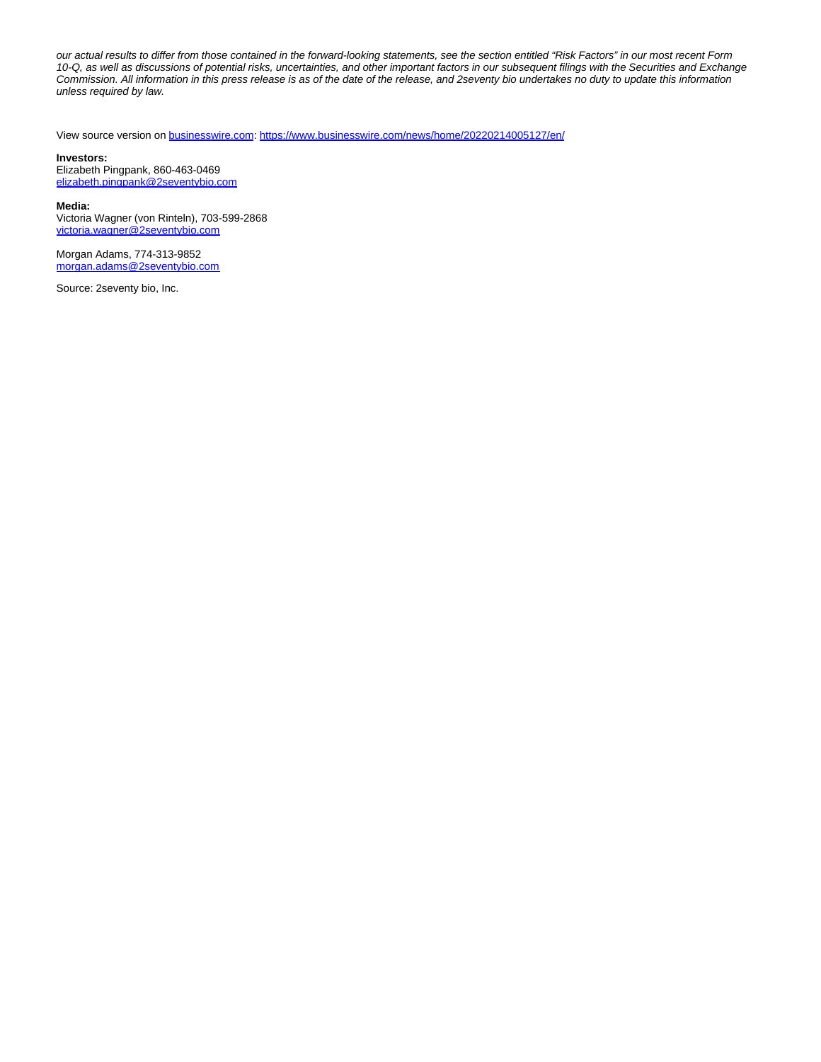*our actual results to differ from those contained in the forward-looking statements, see the section entitled "Risk Factors" in our most recent Form 10-Q, as well as discussions of potential risks, uncertainties, and other important factors in our subsequent filings with the Securities and Exchange Commission. All information in this press release is as of the date of the release, and 2seventy bio undertakes no duty to update this information unless required by law.*

View source version on businesswire.com: https://www.businesswire.com/news/home/20220214005127/en/

**Investors:**
Elizabeth Pingpank, 860-463-0469
elizabeth.pingpank@2seventybio.com

**Media:**
Victoria Wagner (von Rinteln), 703-599-2868
victoria.wagner@2seventybio.com

Morgan Adams, 774-313-9852
morgan.adams@2seventybio.com

Source: 2seventy bio, Inc.